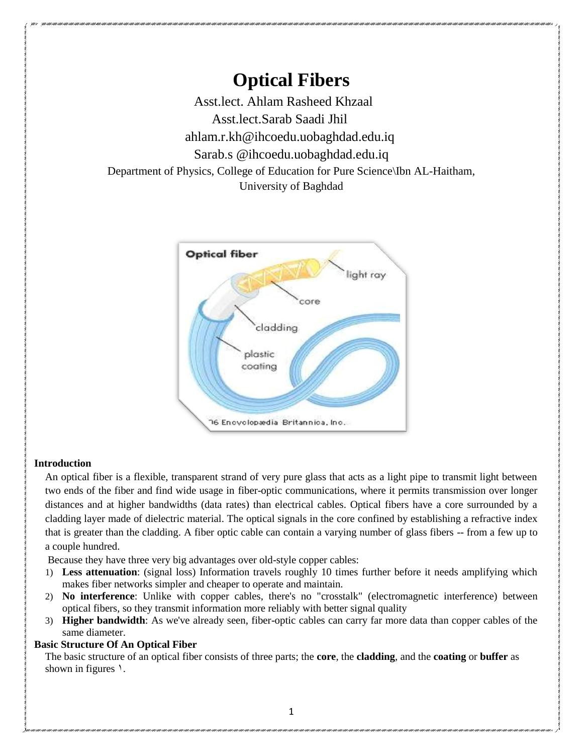# Optical Fibers

Asst.lect. Ahlam Rasheed Khzaal

Asst.lect.Sarab Saadi Jhil

ahlam.r.kh@ihcoedu.uobaghdad.edu.iq

Sarab.s @ihcoedu.uobaghdad.edu.iq

Department of Physics, College of Education for Pure Science\Ibn AL-Haitham, University of Baghdad

## Introduction

An optical fiber is a flexible, transparent strand of very pure glass that acts as a light pipe to transmit light between two ends of the fiber and find wide usage in fiber-optic communications, where it permits transmission over longer distances and at higher bandwidths (data rates) than electrical cables. Optical fibers have a core surrounded by a cladding layer made of dielectric material. The optical signals in the core confined by establishing a refractive index that is greater than the cladding. A fiber optic cable can contain a varying number of glass fibers -- from a few up to a couple hundred.

Because they have three very big advantages over old-style copper cables:

1) **Less attenuation**: (signal loss) Information travels roughly 10 times further before it needs amplifying which makes fiber networks simpler and cheaper to operate and maintain.
2) **No interference**: Unlike with copper cables, there's no "crosstalk" (electromagnetic interference) between optical fibers, so they transmit information more reliably with better signal quality
3) **Higher bandwidth**: As we've already seen, fiber-optic cables can carry far more data than copper cables of the same diameter.

## Basic Structure Of An Optical Fiber

The basic structure of an optical fiber consists of three parts; the **core**, the **cladding**, and the **coating** or **buffer** as shown in figures ١.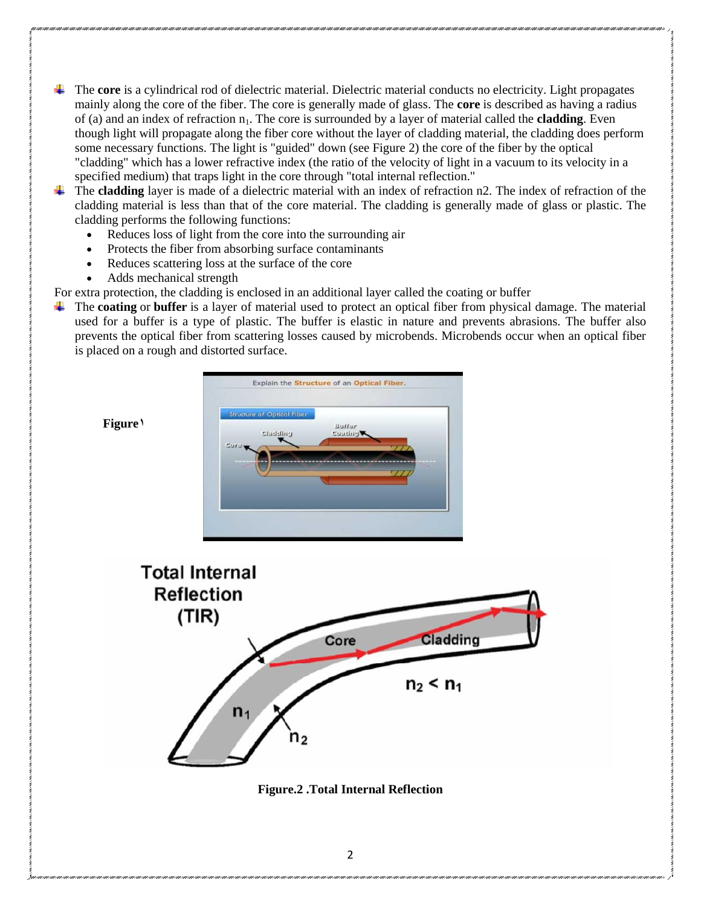- The **core** is a cylindrical rod of dielectric material. Dielectric material conducts no electricity. Light propagates mainly along the core of the fiber. The core is generally made of glass. The **core** is described as having a radius of (a) and an index of refraction $n_1$. The core is surrounded by a layer of material called the **cladding**. Even though light will propagate along the fiber core without the layer of cladding material, the cladding does perform some necessary functions. The light is "guided" down (see Figure 2) the core of the fiber by the optical "cladding" which has a lower refractive index (the ratio of the velocity of light in a vacuum to its velocity in a specified medium) that traps light in the core through "total internal reflection."
- The **cladding** layer is made of a dielectric material with an index of refraction n2. The index of refraction of the cladding material is less than that of the core material. The cladding is generally made of glass or plastic. The cladding performs the following functions:
  - Reduces loss of light from the core into the surrounding air
  - Protects the fiber from absorbing surface contaminants
  - Reduces scattering loss at the surface of the core
  - Adds mechanical strength

For extra protection, the cladding is enclosed in an additional layer called the coating or buffer

- The **coating** or **buffer** is a layer of material used to protect an optical fiber from physical damage. The material used for a buffer is a type of plastic. The buffer is elastic in nature and prevents abrasions. The buffer also prevents the optical fiber from scattering losses caused by microbends. Microbends occur when an optical fiber is placed on a rough and distorted surface.

**Figure 1**

**Figure.2 .Total Internal Reflection**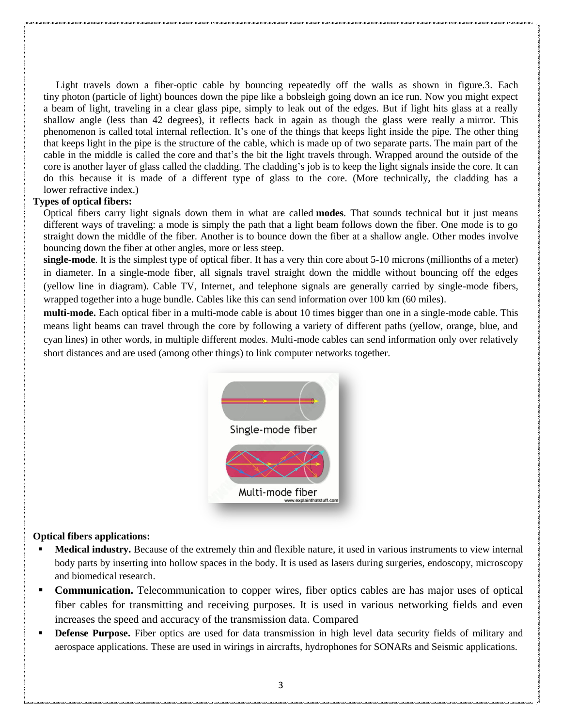Light travels down a fiber-optic cable by bouncing repeatedly off the walls as shown in figure.3. Each tiny photon (particle of light) bounces down the pipe like a bobsleigh going down an ice run. Now you might expect a beam of light, traveling in a clear glass pipe, simply to leak out of the edges. But if light hits glass at a really shallow angle (less than 42 degrees), it reflects back in again as though the glass were really a mirror. This phenomenon is called total internal reflection. It's one of the things that keeps light inside the pipe. The other thing that keeps light in the pipe is the structure of the cable, which is made up of two separate parts. The main part of the cable in the middle is called the core and that's the bit the light travels through. Wrapped around the outside of the core is another layer of glass called the cladding. The cladding's job is to keep the light signals inside the core. It can do this because it is made of a different type of glass to the core. (More technically, the cladding has a lower refractive index.)

**Types of optical fibers:**

Optical fibers carry light signals down them in what are called **modes**. That sounds technical but it just means different ways of traveling: a mode is simply the path that a light beam follows down the fiber. One mode is to go straight down the middle of the fiber. Another is to bounce down the fiber at a shallow angle. Other modes involve bouncing down the fiber at other angles, more or less steep.

**single-mode**. It is the simplest type of optical fiber. It has a very thin core about 5-10 microns (millionths of a meter) in diameter. In a single-mode fiber, all signals travel straight down the middle without bouncing off the edges (yellow line in diagram). Cable TV, Internet, and telephone signals are generally carried by single-mode fibers, wrapped together into a huge bundle. Cables like this can send information over 100 km (60 miles).

**multi-mode.** Each optical fiber in a multi-mode cable is about 10 times bigger than one in a single-mode cable. This means light beams can travel through the core by following a variety of different paths (yellow, orange, blue, and cyan lines) in other words, in multiple different modes. Multi-mode cables can send information only over relatively short distances and are used (among other things) to link computer networks together.

Single-mode fiber

Multi-mode fiber

**Optical fibers applications:**

- **Medical industry.** Because of the extremely thin and flexible nature, it used in various instruments to view internal body parts by inserting into hollow spaces in the body. It is used as lasers during surgeries, endoscopy, microscopy and biomedical research.
- **Communication.** Telecommunication to copper wires, fiber optics cables are has major uses of optical fiber cables for transmitting and receiving purposes. It is used in various networking fields and even increases the speed and accuracy of the transmission data. Compared
- **Defense Purpose.** Fiber optics are used for data transmission in high level data security fields of military and aerospace applications. These are used in wirings in aircrafts, hydrophones for SONARs and Seismic applications.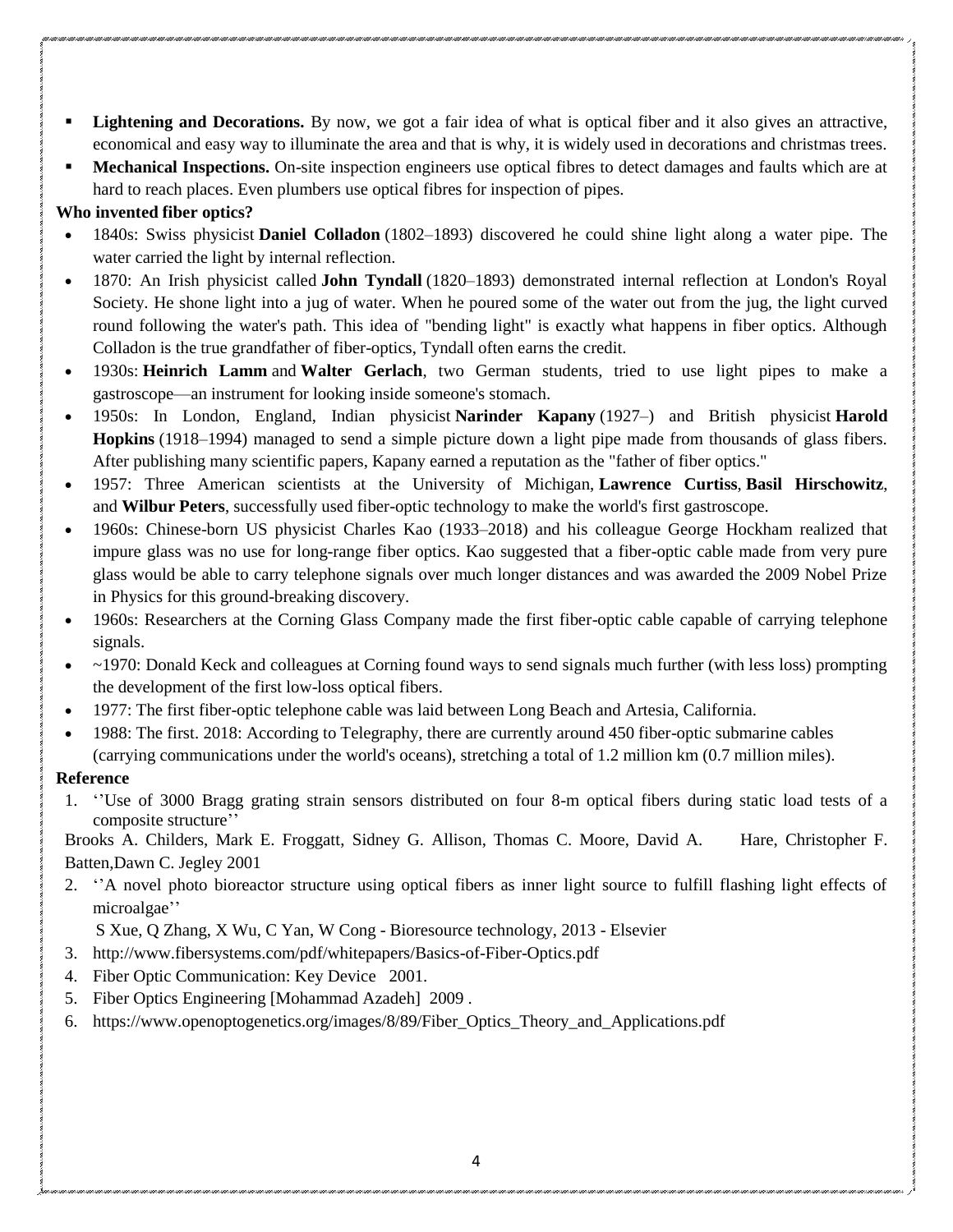- **Lightening and Decorations.** By now, we got a fair idea of what is optical fiber and it also gives an attractive, economical and easy way to illuminate the area and that is why, it is widely used in decorations and christmas trees.
- **Mechanical Inspections.** On-site inspection engineers use optical fibres to detect damages and faults which are at hard to reach places. Even plumbers use optical fibres for inspection of pipes.

**Who invented fiber optics?**

- 1840s: Swiss physicist **Daniel Colladon** (1802–1893) discovered he could shine light along a water pipe. The water carried the light by internal reflection.
- 1870: An Irish physicist called **John Tyndall** (1820–1893) demonstrated internal reflection at London's Royal Society. He shone light into a jug of water. When he poured some of the water out from the jug, the light curved round following the water's path. This idea of "bending light" is exactly what happens in fiber optics. Although Colladon is the true grandfather of fiber-optics, Tyndall often earns the credit.
- 1930s: **Heinrich Lamm** and **Walter Gerlach**, two German students, tried to use light pipes to make a gastroscope—an instrument for looking inside someone's stomach.
- 1950s: In London, England, Indian physicist **Narinder Kapany** (1927–) and British physicist **Harold Hopkins** (1918–1994) managed to send a simple picture down a light pipe made from thousands of glass fibers. After publishing many scientific papers, Kapany earned a reputation as the "father of fiber optics."
- 1957: Three American scientists at the University of Michigan, **Lawrence Curtiss**, **Basil Hirschowitz**, and **Wilbur Peters**, successfully used fiber-optic technology to make the world's first gastroscope.
- 1960s: Chinese-born US physicist Charles Kao (1933–2018) and his colleague George Hockham realized that impure glass was no use for long-range fiber optics. Kao suggested that a fiber-optic cable made from very pure glass would be able to carry telephone signals over much longer distances and was awarded the 2009 Nobel Prize in Physics for this ground-breaking discovery.
- 1960s: Researchers at the Corning Glass Company made the first fiber-optic cable capable of carrying telephone signals.
- ~1970: Donald Keck and colleagues at Corning found ways to send signals much further (with less loss) prompting the development of the first low-loss optical fibers.
- 1977: The first fiber-optic telephone cable was laid between Long Beach and Artesia, California.
- 1988: The first. 2018: According to Telegraphy, there are currently around 450 fiber-optic submarine cables (carrying communications under the world's oceans), stretching a total of 1.2 million km (0.7 million miles).

**Reference**

1. ''Use of 3000 Bragg grating strain sensors distributed on four 8-m optical fibers during static load tests of a composite structure''
   Brooks A. Childers, Mark E. Froggatt, Sidney G. Allison, Thomas C. Moore, David A. Hare, Christopher F. Batten,Dawn C. Jegley 2001
2. ''A novel photo bioreactor structure using optical fibers as inner light source to fulfill flashing light effects of microalgae''
   S Xue, Q Zhang, X Wu, C Yan, W Cong - Bioresource technology, 2013 - Elsevier
3. http://www.fibersystems.com/pdf/whitepapers/Basics-of-Fiber-Optics.pdf
4. Fiber Optic Communication: Key Device 2001.
5. Fiber Optics Engineering [Mohammad Azadeh] 2009 .
6. https://www.openoptogenetics.org/images/8/89/Fiber_Optics_Theory_and_Applications.pdf